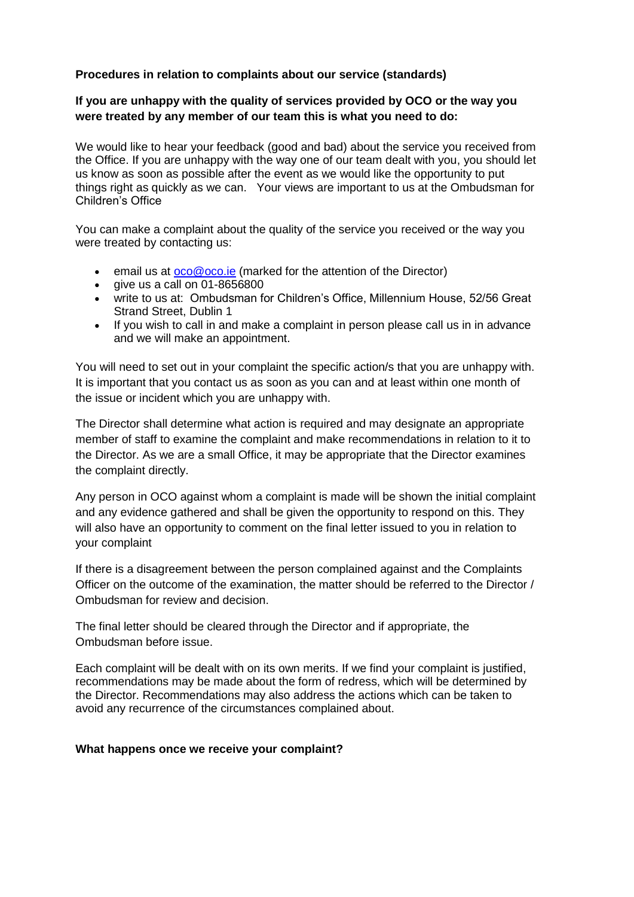**Procedures in relation to complaints about our service (standards)**

**If you are unhappy with the quality of services provided by OCO or the way you were treated by any member of our team this is what you need to do:**

We would like to hear your feedback (good and bad) about the service you received from the Office. If you are unhappy with the way one of our team dealt with you, you should let us know as soon as possible after the event as we would like the opportunity to put things right as quickly as we can. Your views are important to us at the Ombudsman for Children's Office

You can make a complaint about the quality of the service you received or the way you were treated by contacting us:

- email us at oco@oco.ie (marked for the attention of the Director)
- give us a call on 01-8656800
- write to us at: Ombudsman for Children's Office, Millennium House, 52/56 Great Strand Street, Dublin 1
- If you wish to call in and make a complaint in person please call us in in advance and we will make an appointment.

You will need to set out in your complaint the specific action/s that you are unhappy with. It is important that you contact us as soon as you can and at least within one month of the issue or incident which you are unhappy with.

The Director shall determine what action is required and may designate an appropriate member of staff to examine the complaint and make recommendations in relation to it to the Director. As we are a small Office, it may be appropriate that the Director examines the complaint directly.

Any person in OCO against whom a complaint is made will be shown the initial complaint and any evidence gathered and shall be given the opportunity to respond on this. They will also have an opportunity to comment on the final letter issued to you in relation to your complaint

If there is a disagreement between the person complained against and the Complaints Officer on the outcome of the examination, the matter should be referred to the Director / Ombudsman for review and decision.

The final letter should be cleared through the Director and if appropriate, the Ombudsman before issue.

Each complaint will be dealt with on its own merits. If we find your complaint is justified, recommendations may be made about the form of redress, which will be determined by the Director. Recommendations may also address the actions which can be taken to avoid any recurrence of the circumstances complained about.

**What happens once we receive your complaint?**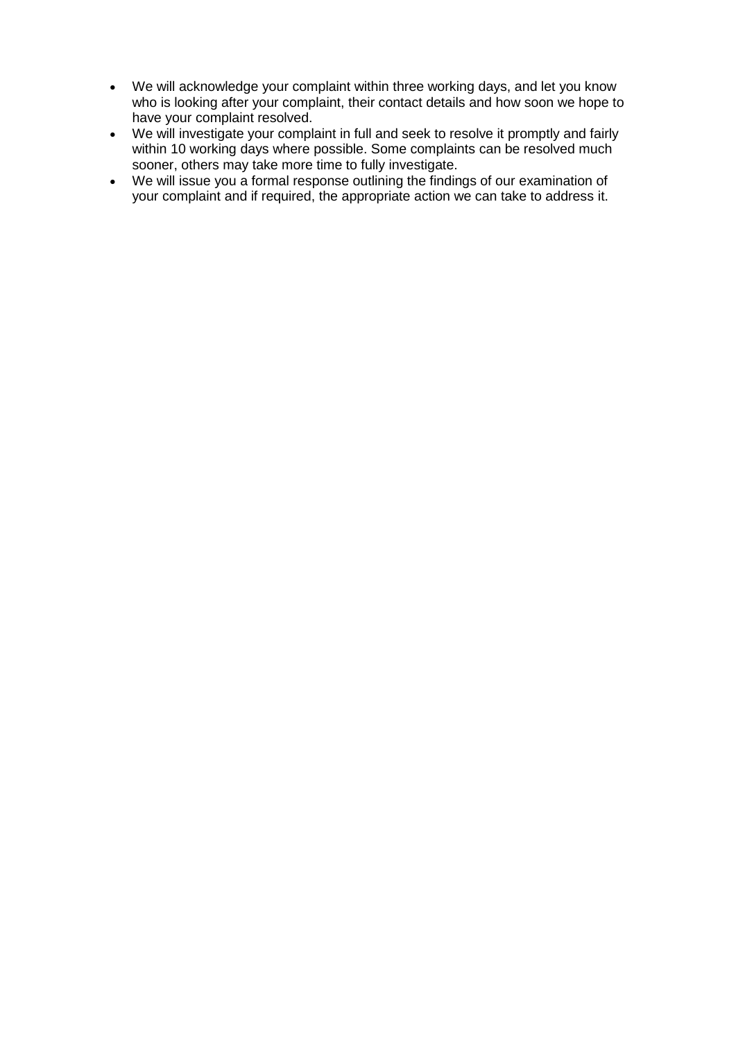- We will acknowledge your complaint within three working days, and let you know who is looking after your complaint, their contact details and how soon we hope to have your complaint resolved.
- We will investigate your complaint in full and seek to resolve it promptly and fairly within 10 working days where possible. Some complaints can be resolved much sooner, others may take more time to fully investigate.
- We will issue you a formal response outlining the findings of our examination of your complaint and if required, the appropriate action we can take to address it.